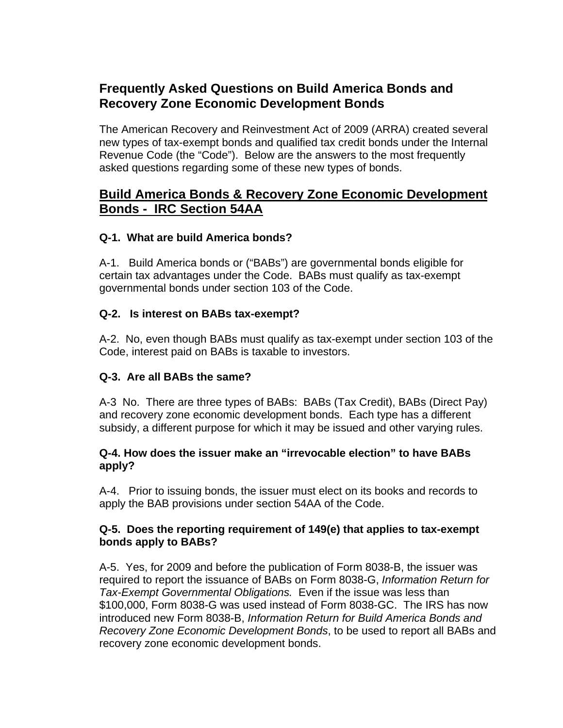# Frequently Asked Questions on Build America Bonds and Recovery Zone Economic Development Bonds

The American Recovery and Reinvestment Act of 2009 (ARRA) created several new types of tax-exempt bonds and qualified tax credit bonds under the Internal Revenue Code (the "Code"). Below are the answers to the most frequently asked questions regarding some of these new types of bonds.

## Build America Bonds & Recovery Zone Economic Development Bonds - IRC Section 54AA

### Q-1. What are build America bonds?

A-1. Build America bonds or ("BABs") are governmental bonds eligible for certain tax advantages under the Code. BABs must qualify as tax-exempt governmental bonds under section 103 of the Code.

### Q-2. Is interest on BABs tax-exempt?

A-2. No, even though BABs must qualify as tax-exempt under section 103 of the Code, interest paid on BABs is taxable to investors.

### Q-3. Are all BABs the same?

A-3 No. There are three types of BABs: BABs (Tax Credit), BABs (Direct Pay) and recovery zone economic development bonds. Each type has a different subsidy, a different purpose for which it may be issued and other varying rules.

### Q-4. How does the issuer make an "irrevocable election" to have BABs apply?

A-4. Prior to issuing bonds, the issuer must elect on its books and records to apply the BAB provisions under section 54AA of the Code.

### Q-5. Does the reporting requirement of 149(e) that applies to tax-exempt bonds apply to BABs?

A-5. Yes, for 2009 and before the publication of Form 8038-B, the issuer was required to report the issuance of BABs on Form 8038-G, *Information Return for Tax-Exempt Governmental Obligations.* Even if the issue was less than $100,000, Form 8038-G was used instead of Form 8038-GC. The IRS has now introduced new Form 8038-B, *Information Return for Build America Bonds and Recovery Zone Economic Development Bonds*, to be used to report all BABs and recovery zone economic development bonds.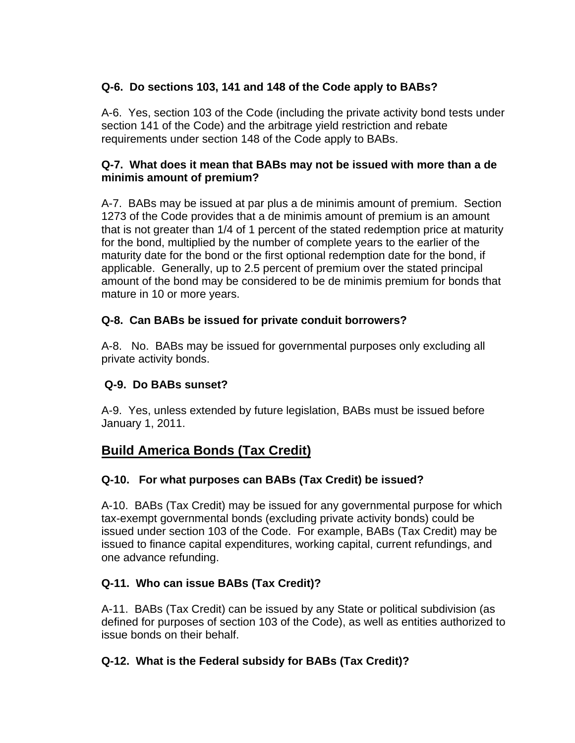**Q-6. Do sections 103, 141 and 148 of the Code apply to BABs?**

A-6. Yes, section 103 of the Code (including the private activity bond tests under section 141 of the Code) and the arbitrage yield restriction and rebate requirements under section 148 of the Code apply to BABs.

**Q-7. What does it mean that BABs may not be issued with more than a de minimis amount of premium?**

A-7. BABs may be issued at par plus a de minimis amount of premium. Section 1273 of the Code provides that a de minimis amount of premium is an amount that is not greater than 1/4 of 1 percent of the stated redemption price at maturity for the bond, multiplied by the number of complete years to the earlier of the maturity date for the bond or the first optional redemption date for the bond, if applicable. Generally, up to 2.5 percent of premium over the stated principal amount of the bond may be considered to be de minimis premium for bonds that mature in 10 or more years.

**Q-8. Can BABs be issued for private conduit borrowers?**

A-8. No. BABs may be issued for governmental purposes only excluding all private activity bonds.

**Q-9. Do BABs sunset?**

A-9. Yes, unless extended by future legislation, BABs must be issued before January 1, 2011.

## Build America Bonds (Tax Credit)

**Q-10. For what purposes can BABs (Tax Credit) be issued?**

A-10. BABs (Tax Credit) may be issued for any governmental purpose for which tax-exempt governmental bonds (excluding private activity bonds) could be issued under section 103 of the Code. For example, BABs (Tax Credit) may be issued to finance capital expenditures, working capital, current refundings, and one advance refunding.

**Q-11. Who can issue BABs (Tax Credit)?**

A-11. BABs (Tax Credit) can be issued by any State or political subdivision (as defined for purposes of section 103 of the Code), as well as entities authorized to issue bonds on their behalf.

**Q-12. What is the Federal subsidy for BABs (Tax Credit)?**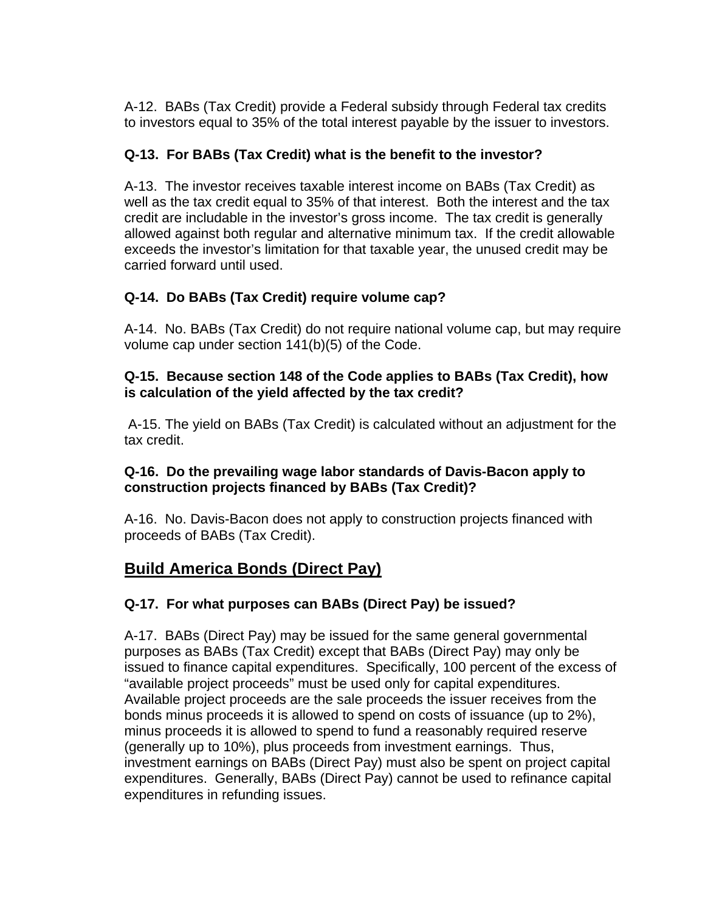A-12. BABs (Tax Credit) provide a Federal subsidy through Federal tax credits to investors equal to 35% of the total interest payable by the issuer to investors.

**Q-13. For BABs (Tax Credit) what is the benefit to the investor?**

A-13. The investor receives taxable interest income on BABs (Tax Credit) as well as the tax credit equal to 35% of that interest. Both the interest and the tax credit are includable in the investor's gross income. The tax credit is generally allowed against both regular and alternative minimum tax. If the credit allowable exceeds the investor's limitation for that taxable year, the unused credit may be carried forward until used.

**Q-14. Do BABs (Tax Credit) require volume cap?**

A-14. No. BABs (Tax Credit) do not require national volume cap, but may require volume cap under section 141(b)(5) of the Code.

**Q-15. Because section 148 of the Code applies to BABs (Tax Credit), how is calculation of the yield affected by the tax credit?**

A-15. The yield on BABs (Tax Credit) is calculated without an adjustment for the tax credit.

**Q-16. Do the prevailing wage labor standards of Davis-Bacon apply to construction projects financed by BABs (Tax Credit)?**

A-16. No. Davis-Bacon does not apply to construction projects financed with proceeds of BABs (Tax Credit).

## Build America Bonds (Direct Pay)

**Q-17. For what purposes can BABs (Direct Pay) be issued?**

A-17. BABs (Direct Pay) may be issued for the same general governmental purposes as BABs (Tax Credit) except that BABs (Direct Pay) may only be issued to finance capital expenditures. Specifically, 100 percent of the excess of "available project proceeds" must be used only for capital expenditures. Available project proceeds are the sale proceeds the issuer receives from the bonds minus proceeds it is allowed to spend on costs of issuance (up to 2%), minus proceeds it is allowed to spend to fund a reasonably required reserve (generally up to 10%), plus proceeds from investment earnings. Thus, investment earnings on BABs (Direct Pay) must also be spent on project capital expenditures. Generally, BABs (Direct Pay) cannot be used to refinance capital expenditures in refunding issues.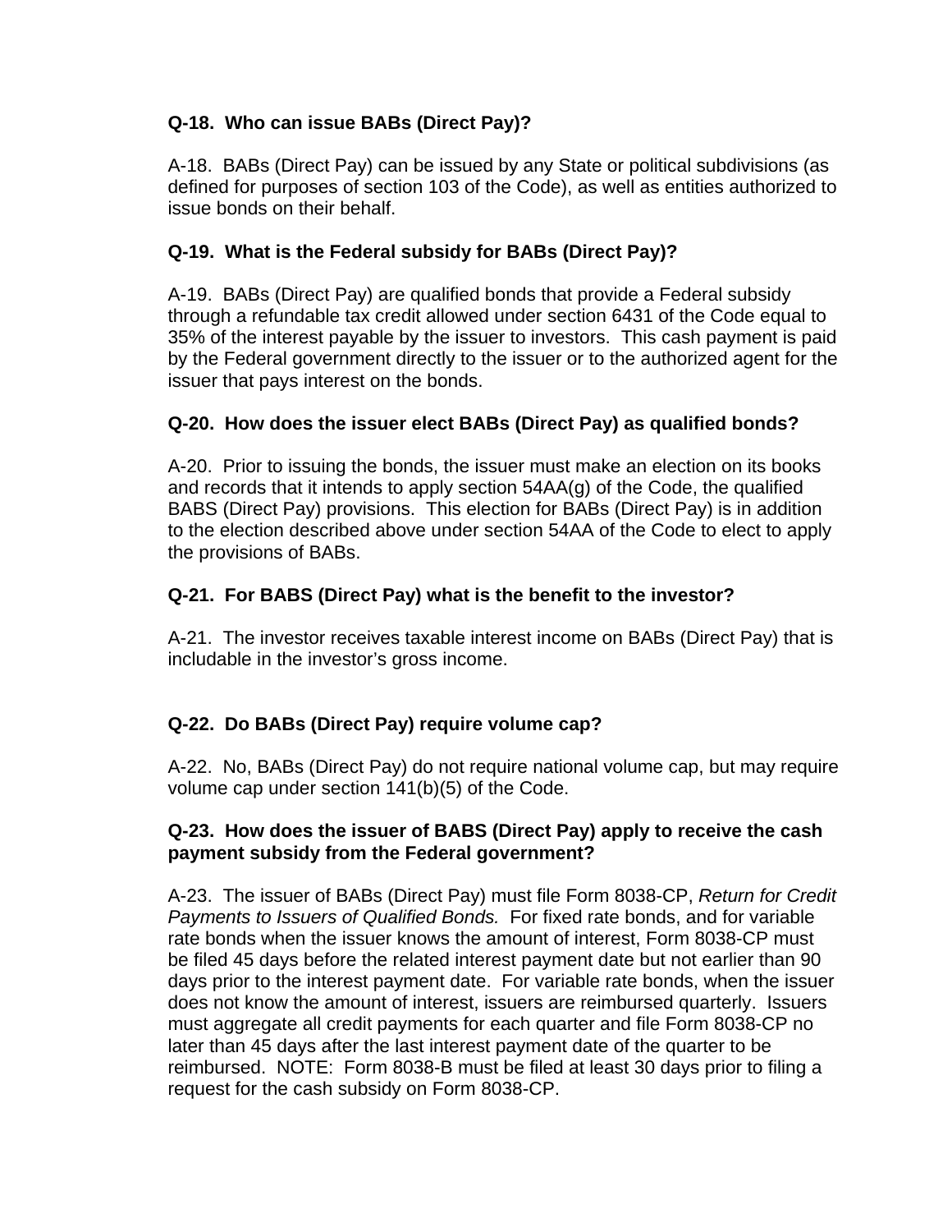**Q-18. Who can issue BABs (Direct Pay)?**

A-18. BABs (Direct Pay) can be issued by any State or political subdivisions (as defined for purposes of section 103 of the Code), as well as entities authorized to issue bonds on their behalf.

**Q-19. What is the Federal subsidy for BABs (Direct Pay)?**

A-19. BABs (Direct Pay) are qualified bonds that provide a Federal subsidy through a refundable tax credit allowed under section 6431 of the Code equal to 35% of the interest payable by the issuer to investors. This cash payment is paid by the Federal government directly to the issuer or to the authorized agent for the issuer that pays interest on the bonds.

**Q-20. How does the issuer elect BABs (Direct Pay) as qualified bonds?**

A-20. Prior to issuing the bonds, the issuer must make an election on its books and records that it intends to apply section 54AA(g) of the Code, the qualified BABS (Direct Pay) provisions. This election for BABs (Direct Pay) is in addition to the election described above under section 54AA of the Code to elect to apply the provisions of BABs.

**Q-21. For BABS (Direct Pay) what is the benefit to the investor?**

A-21. The investor receives taxable interest income on BABs (Direct Pay) that is includable in the investor's gross income.

**Q-22. Do BABs (Direct Pay) require volume cap?**

A-22. No, BABs (Direct Pay) do not require national volume cap, but may require volume cap under section 141(b)(5) of the Code.

**Q-23. How does the issuer of BABS (Direct Pay) apply to receive the cash payment subsidy from the Federal government?**

A-23. The issuer of BABs (Direct Pay) must file Form 8038-CP, *Return for Credit Payments to Issuers of Qualified Bonds.* For fixed rate bonds, and for variable rate bonds when the issuer knows the amount of interest, Form 8038-CP must be filed 45 days before the related interest payment date but not earlier than 90 days prior to the interest payment date. For variable rate bonds, when the issuer does not know the amount of interest, issuers are reimbursed quarterly. Issuers must aggregate all credit payments for each quarter and file Form 8038-CP no later than 45 days after the last interest payment date of the quarter to be reimbursed. NOTE: Form 8038-B must be filed at least 30 days prior to filing a request for the cash subsidy on Form 8038-CP.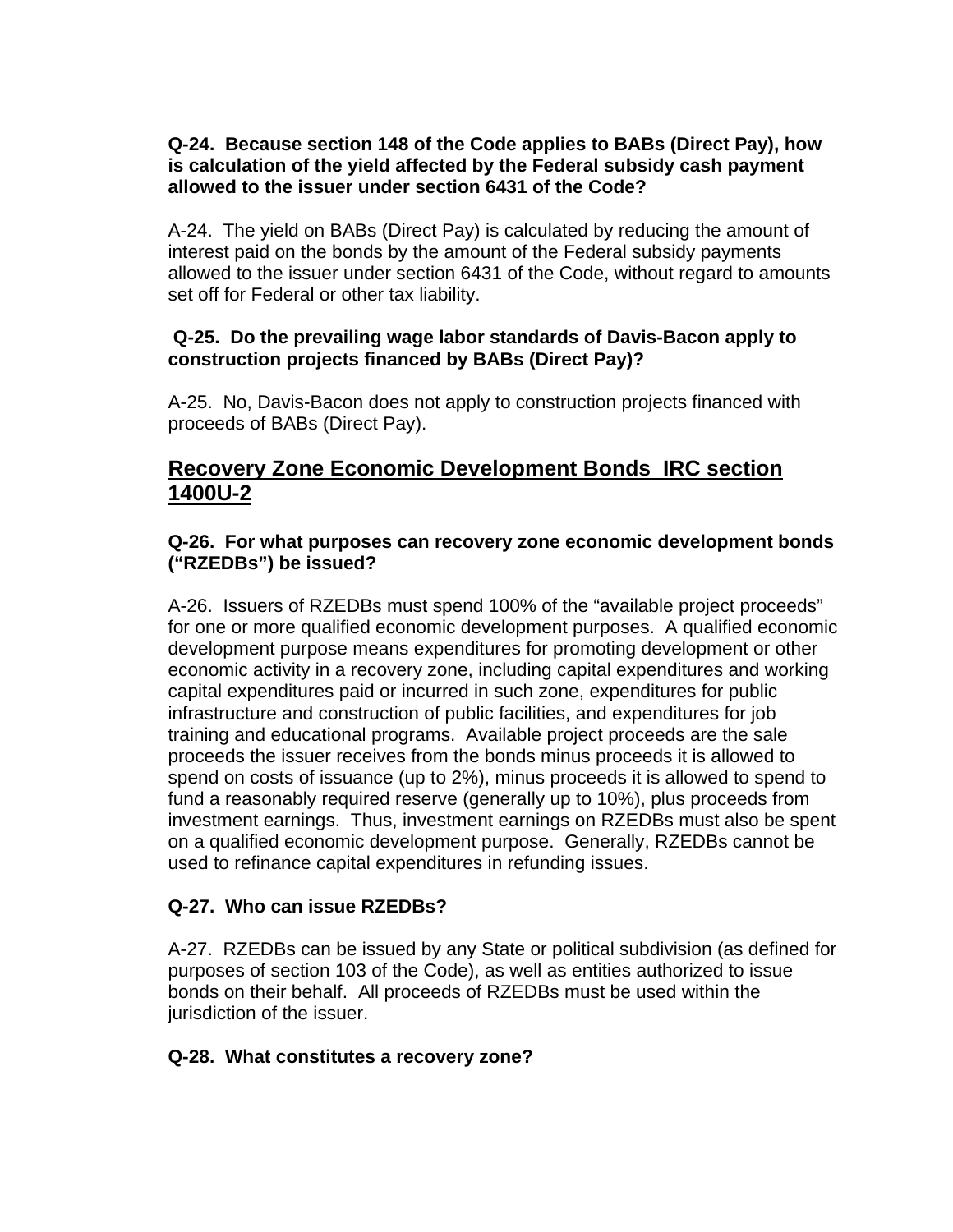**Q-24. Because section 148 of the Code applies to BABs (Direct Pay), how is calculation of the yield affected by the Federal subsidy cash payment allowed to the issuer under section 6431 of the Code?**

A-24. The yield on BABs (Direct Pay) is calculated by reducing the amount of interest paid on the bonds by the amount of the Federal subsidy payments allowed to the issuer under section 6431 of the Code, without regard to amounts set off for Federal or other tax liability.

**Q-25. Do the prevailing wage labor standards of Davis-Bacon apply to construction projects financed by BABs (Direct Pay)?**

A-25. No, Davis-Bacon does not apply to construction projects financed with proceeds of BABs (Direct Pay).

## Recovery Zone Economic Development Bonds IRC section 1400U-2

**Q-26. For what purposes can recovery zone economic development bonds ("RZEDBs") be issued?**

A-26. Issuers of RZEDBs must spend 100% of the "available project proceeds" for one or more qualified economic development purposes. A qualified economic development purpose means expenditures for promoting development or other economic activity in a recovery zone, including capital expenditures and working capital expenditures paid or incurred in such zone, expenditures for public infrastructure and construction of public facilities, and expenditures for job training and educational programs. Available project proceeds are the sale proceeds the issuer receives from the bonds minus proceeds it is allowed to spend on costs of issuance (up to 2%), minus proceeds it is allowed to spend to fund a reasonably required reserve (generally up to 10%), plus proceeds from investment earnings. Thus, investment earnings on RZEDBs must also be spent on a qualified economic development purpose. Generally, RZEDBs cannot be used to refinance capital expenditures in refunding issues.

**Q-27. Who can issue RZEDBs?**

A-27. RZEDBs can be issued by any State or political subdivision (as defined for purposes of section 103 of the Code), as well as entities authorized to issue bonds on their behalf. All proceeds of RZEDBs must be used within the jurisdiction of the issuer.

**Q-28. What constitutes a recovery zone?**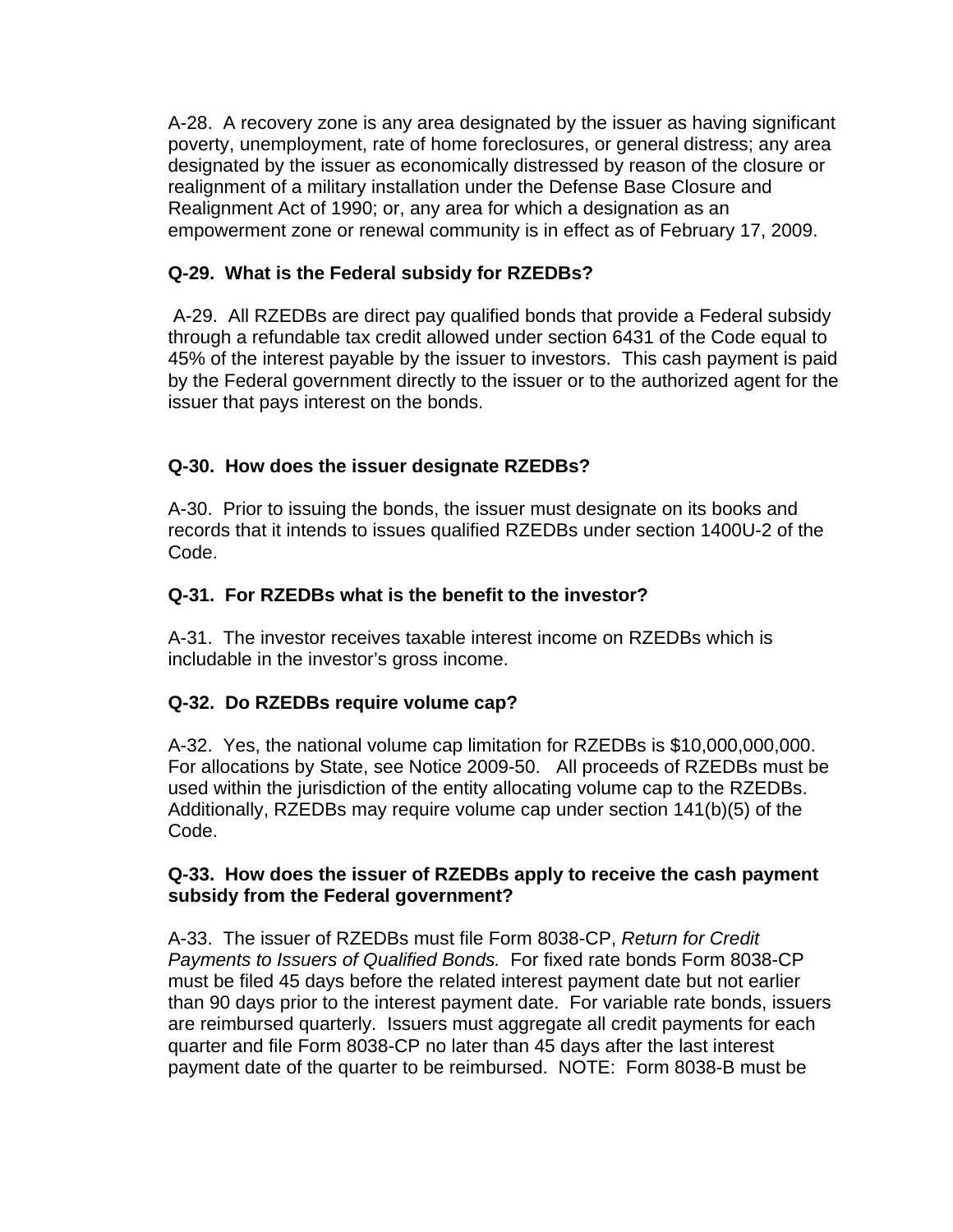A-28.  A recovery zone is any area designated by the issuer as having significant poverty, unemployment, rate of home foreclosures, or general distress; any area designated by the issuer as economically distressed by reason of the closure or realignment of a military installation under the Defense Base Closure and Realignment Act of 1990; or, any area for which a designation as an empowerment zone or renewal community is in effect as of February 17, 2009.

**Q-29.  What is the Federal subsidy for RZEDBs?**

A-29.  All RZEDBs are direct pay qualified bonds that provide a Federal subsidy through a refundable tax credit allowed under section 6431 of the Code equal to 45% of the interest payable by the issuer to investors.  This cash payment is paid by the Federal government directly to the issuer or to the authorized agent for the issuer that pays interest on the bonds.

**Q-30.  How does the issuer designate RZEDBs?**

A-30.  Prior to issuing the bonds, the issuer must designate on its books and records that it intends to issues qualified RZEDBs under section 1400U-2 of the Code.

**Q-31.  For RZEDBs what is the benefit to the investor?**

A-31.  The investor receives taxable interest income on RZEDBs which is includable in the investor's gross income.

**Q-32.  Do RZEDBs require volume cap?**

A-32.  Yes, the national volume cap limitation for RZEDBs is $10,000,000,000. For allocations by State, see Notice 2009-50.   All proceeds of RZEDBs must be used within the jurisdiction of the entity allocating volume cap to the RZEDBs. Additionally, RZEDBs may require volume cap under section 141(b)(5) of the Code.

**Q-33.  How does the issuer of RZEDBs apply to receive the cash payment subsidy from the Federal government?**

A-33.  The issuer of RZEDBs must file Form 8038-CP, *Return for Credit Payments to Issuers of Qualified Bonds.*  For fixed rate bonds Form 8038-CP must be filed 45 days before the related interest payment date but not earlier than 90 days prior to the interest payment date.  For variable rate bonds, issuers are reimbursed quarterly.  Issuers must aggregate all credit payments for each quarter and file Form 8038-CP no later than 45 days after the last interest payment date of the quarter to be reimbursed.  NOTE:  Form 8038-B must be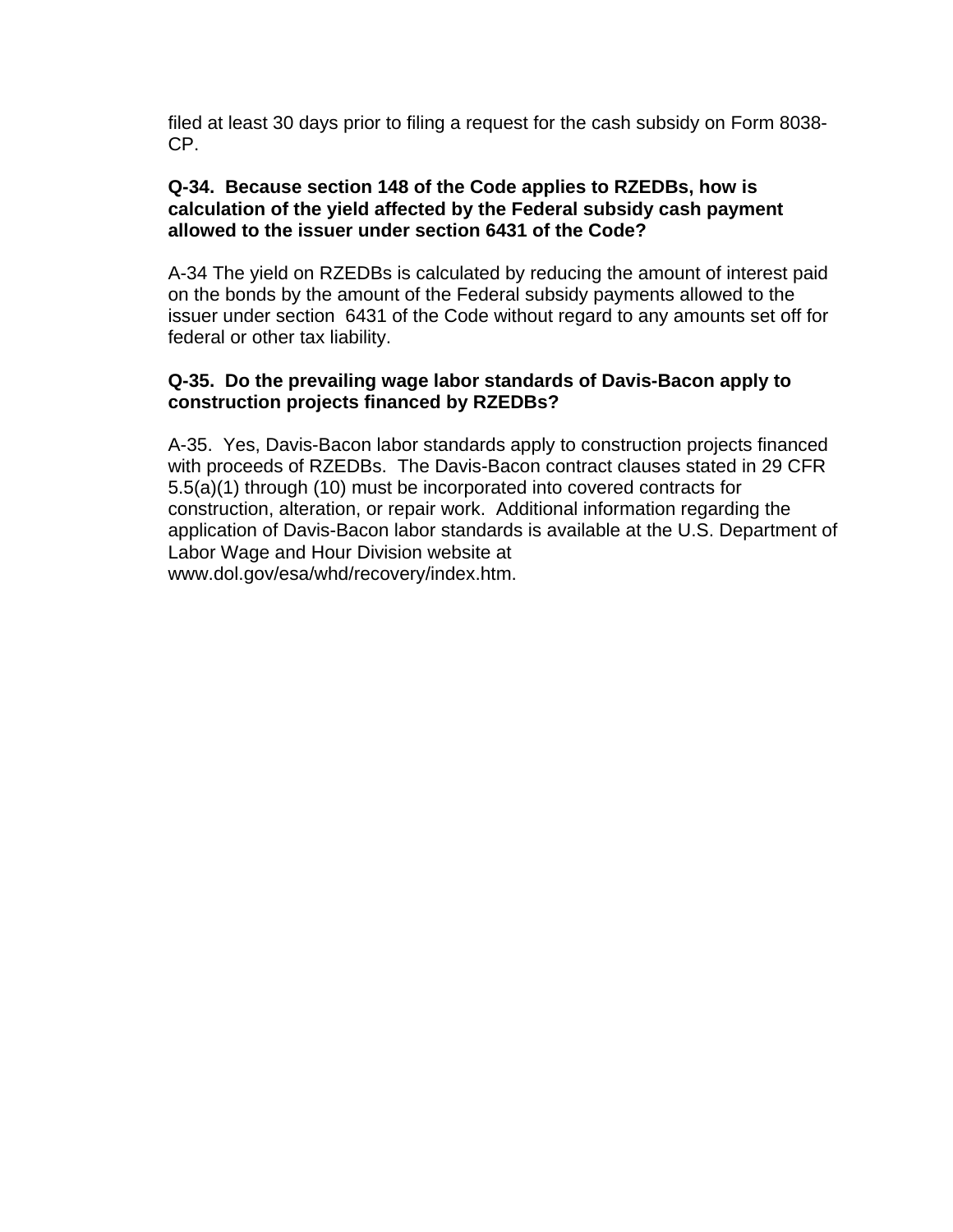filed at least 30 days prior to filing a request for the cash subsidy on Form 8038-CP.

**Q-34. Because section 148 of the Code applies to RZEDBs, how is calculation of the yield affected by the Federal subsidy cash payment allowed to the issuer under section 6431 of the Code?**

A-34 The yield on RZEDBs is calculated by reducing the amount of interest paid on the bonds by the amount of the Federal subsidy payments allowed to the issuer under section 6431 of the Code without regard to any amounts set off for federal or other tax liability.

**Q-35. Do the prevailing wage labor standards of Davis-Bacon apply to construction projects financed by RZEDBs?**

A-35. Yes, Davis-Bacon labor standards apply to construction projects financed with proceeds of RZEDBs. The Davis-Bacon contract clauses stated in 29 CFR 5.5(a)(1) through (10) must be incorporated into covered contracts for construction, alteration, or repair work. Additional information regarding the application of Davis-Bacon labor standards is available at the U.S. Department of Labor Wage and Hour Division website at www.dol.gov/esa/whd/recovery/index.htm.